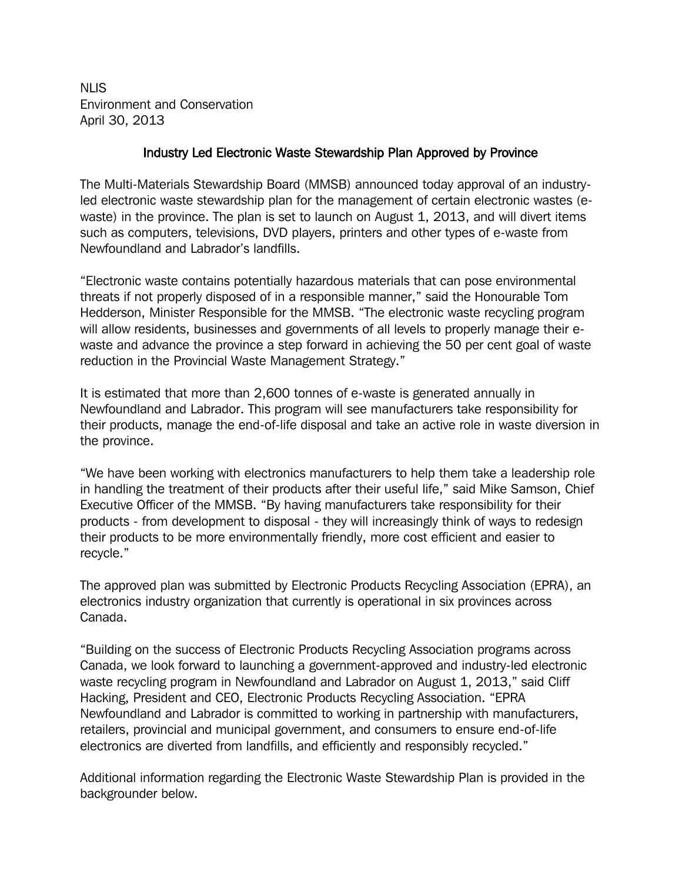NLIS
Environment and Conservation
April 30, 2013

## Industry Led Electronic Waste Stewardship Plan Approved by Province

The Multi-Materials Stewardship Board (MMSB) announced today approval of an industry-led electronic waste stewardship plan for the management of certain electronic wastes (e-waste) in the province. The plan is set to launch on August 1, 2013, and will divert items such as computers, televisions, DVD players, printers and other types of e-waste from Newfoundland and Labrador's landfills.

"Electronic waste contains potentially hazardous materials that can pose environmental threats if not properly disposed of in a responsible manner," said the Honourable Tom Hedderson, Minister Responsible for the MMSB. "The electronic waste recycling program will allow residents, businesses and governments of all levels to properly manage their e-waste and advance the province a step forward in achieving the 50 per cent goal of waste reduction in the Provincial Waste Management Strategy."

It is estimated that more than 2,600 tonnes of e-waste is generated annually in Newfoundland and Labrador. This program will see manufacturers take responsibility for their products, manage the end-of-life disposal and take an active role in waste diversion in the province.

"We have been working with electronics manufacturers to help them take a leadership role in handling the treatment of their products after their useful life," said Mike Samson, Chief Executive Officer of the MMSB. "By having manufacturers take responsibility for their products - from development to disposal - they will increasingly think of ways to redesign their products to be more environmentally friendly, more cost efficient and easier to recycle."

The approved plan was submitted by Electronic Products Recycling Association (EPRA), an electronics industry organization that currently is operational in six provinces across Canada.

"Building on the success of Electronic Products Recycling Association programs across Canada, we look forward to launching a government-approved and industry-led electronic waste recycling program in Newfoundland and Labrador on August 1, 2013," said Cliff Hacking, President and CEO, Electronic Products Recycling Association. "EPRA Newfoundland and Labrador is committed to working in partnership with manufacturers, retailers, provincial and municipal government, and consumers to ensure end-of-life electronics are diverted from landfills, and efficiently and responsibly recycled."

Additional information regarding the Electronic Waste Stewardship Plan is provided in the backgrounder below.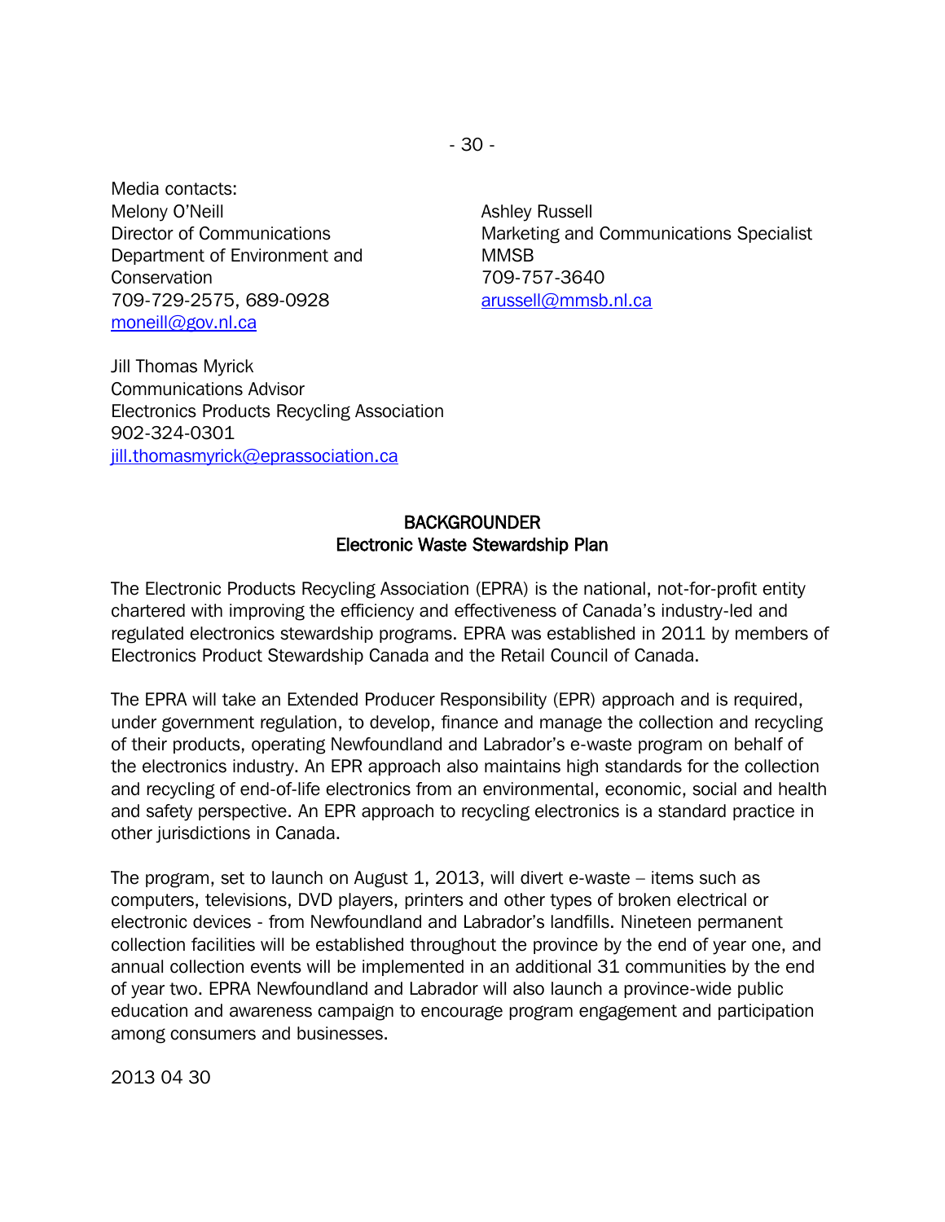- 30 -

Media contacts:

Melony O'Neill
Director of Communications
Department of Environment and Conservation
709-729-2575, 689-0928
moneill@gov.nl.ca

Ashley Russell
Marketing and Communications Specialist
MMSB
709-757-3640
arussell@mmsb.nl.ca

Jill Thomas Myrick
Communications Advisor
Electronics Products Recycling Association
902-324-0301
jill.thomasmyrick@eprassociation.ca

**BACKGROUNDER**
**Electronic Waste Stewardship Plan**

The Electronic Products Recycling Association (EPRA) is the national, not-for-profit entity chartered with improving the efficiency and effectiveness of Canada's industry-led and regulated electronics stewardship programs. EPRA was established in 2011 by members of Electronics Product Stewardship Canada and the Retail Council of Canada.

The EPRA will take an Extended Producer Responsibility (EPR) approach and is required, under government regulation, to develop, finance and manage the collection and recycling of their products, operating Newfoundland and Labrador's e-waste program on behalf of the electronics industry. An EPR approach also maintains high standards for the collection and recycling of end-of-life electronics from an environmental, economic, social and health and safety perspective. An EPR approach to recycling electronics is a standard practice in other jurisdictions in Canada.

The program, set to launch on August 1, 2013, will divert e-waste – items such as computers, televisions, DVD players, printers and other types of broken electrical or electronic devices - from Newfoundland and Labrador's landfills. Nineteen permanent collection facilities will be established throughout the province by the end of year one, and annual collection events will be implemented in an additional 31 communities by the end of year two. EPRA Newfoundland and Labrador will also launch a province-wide public education and awareness campaign to encourage program engagement and participation among consumers and businesses.

2013 04 30